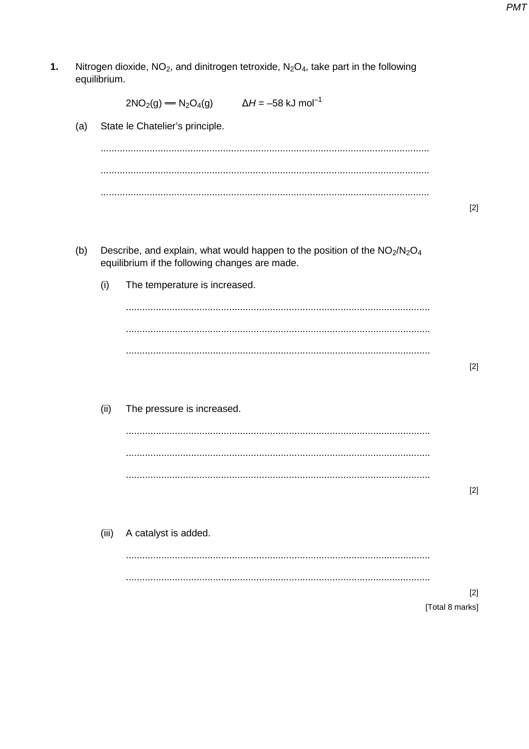**1.** Nitrogen dioxide, $NO_2$, and dinitrogen tetroxide, $N_2O_4$, take part in the following equilibrium.

$$2NO_2(g) \rightleftharpoons N_2O_4(g) \qquad \Delta H = -58 \text{ kJ mol}^{-1}$$

(a) State le Chatelier's principle.

.........................................................................................................................

.........................................................................................................................

.........................................................................................................................

[2]

(b) Describe, and explain, what would happen to the position of the $NO_2$/$N_2O_4$ equilibrium if the following changes are made.

(i) The temperature is increased.

.........................................................................................................................

.........................................................................................................................

.........................................................................................................................

[2]

(ii) The pressure is increased.

.........................................................................................................................

.........................................................................................................................

.........................................................................................................................

[2]

(iii) A catalyst is added.

.........................................................................................................................

.........................................................................................................................

[2]

[Total 8 marks]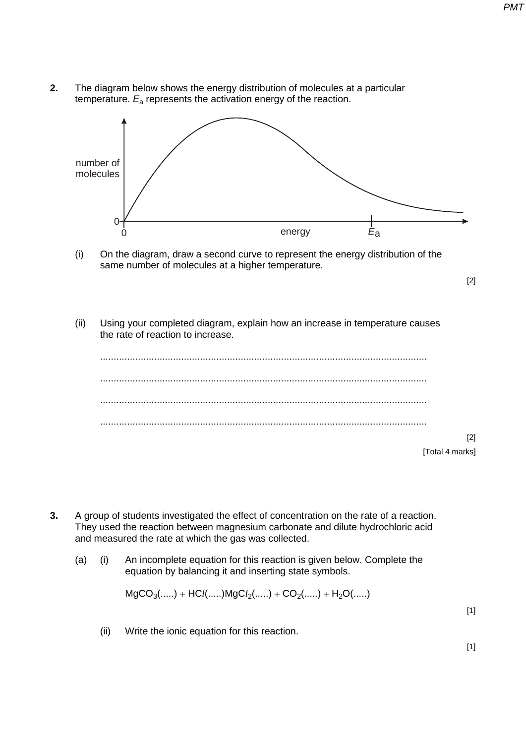**2.** The diagram below shows the energy distribution of molecules at a particular temperature. $E_a$ represents the activation energy of the reaction.

number of molecules

0

0

energy

$E_a$

(i) On the diagram, draw a second curve to represent the energy distribution of the same number of molecules at a higher temperature.

[2]

(ii) Using your completed diagram, explain how an increase in temperature causes the rate of reaction to increase.

.........................................................................................................................

.........................................................................................................................

.........................................................................................................................

.........................................................................................................................

[2]

[Total 4 marks]

**3.** A group of students investigated the effect of concentration on the rate of a reaction. They used the reaction between magnesium carbonate and dilute hydrochloric acid and measured the rate at which the gas was collected.

(a) (i) An incomplete equation for this reaction is given below. Complete the equation by balancing it and inserting state symbols.

$MgCO_3$(.....) + $HCl$(.....)$MgCl_2$(.....) + $CO_2$(.....) + $H_2O$(.....)

[1]

(ii) Write the ionic equation for this reaction.

[1]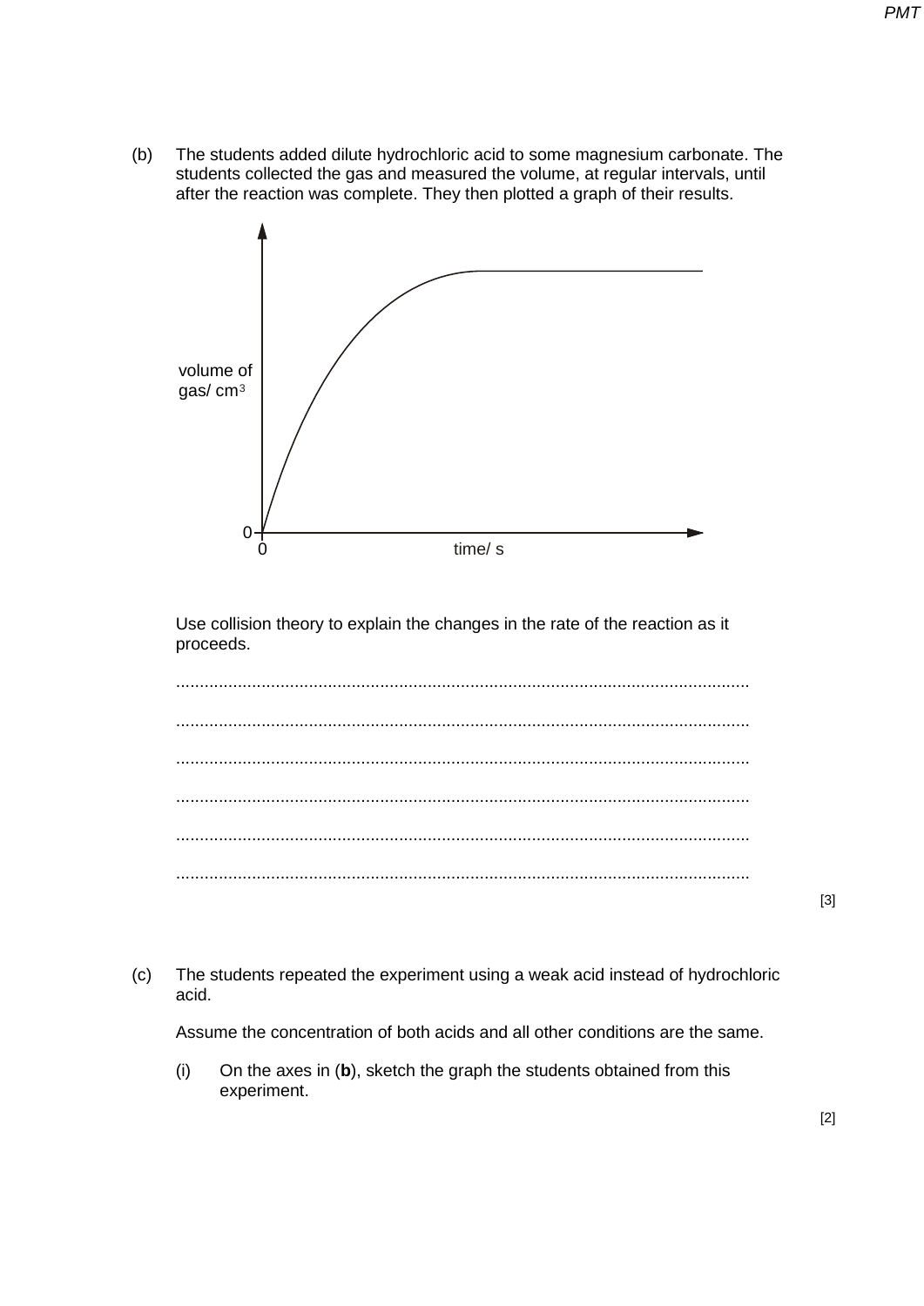(b) The students added dilute hydrochloric acid to some magnesium carbonate. The students collected the gas and measured the volume, at regular intervals, until after the reaction was complete. They then plotted a graph of their results.

volume of gas/ $cm^3$

0

0

time/ s

Use collision theory to explain the changes in the rate of the reaction as it proceeds.

..........................................................................................................................

..........................................................................................................................

..........................................................................................................................

..........................................................................................................................

..........................................................................................................................

..........................................................................................................................

[3]

(c) The students repeated the experiment using a weak acid instead of hydrochloric acid.

Assume the concentration of both acids and all other conditions are the same.

(i) On the axes in (**b**), sketch the graph the students obtained from this experiment.

[2]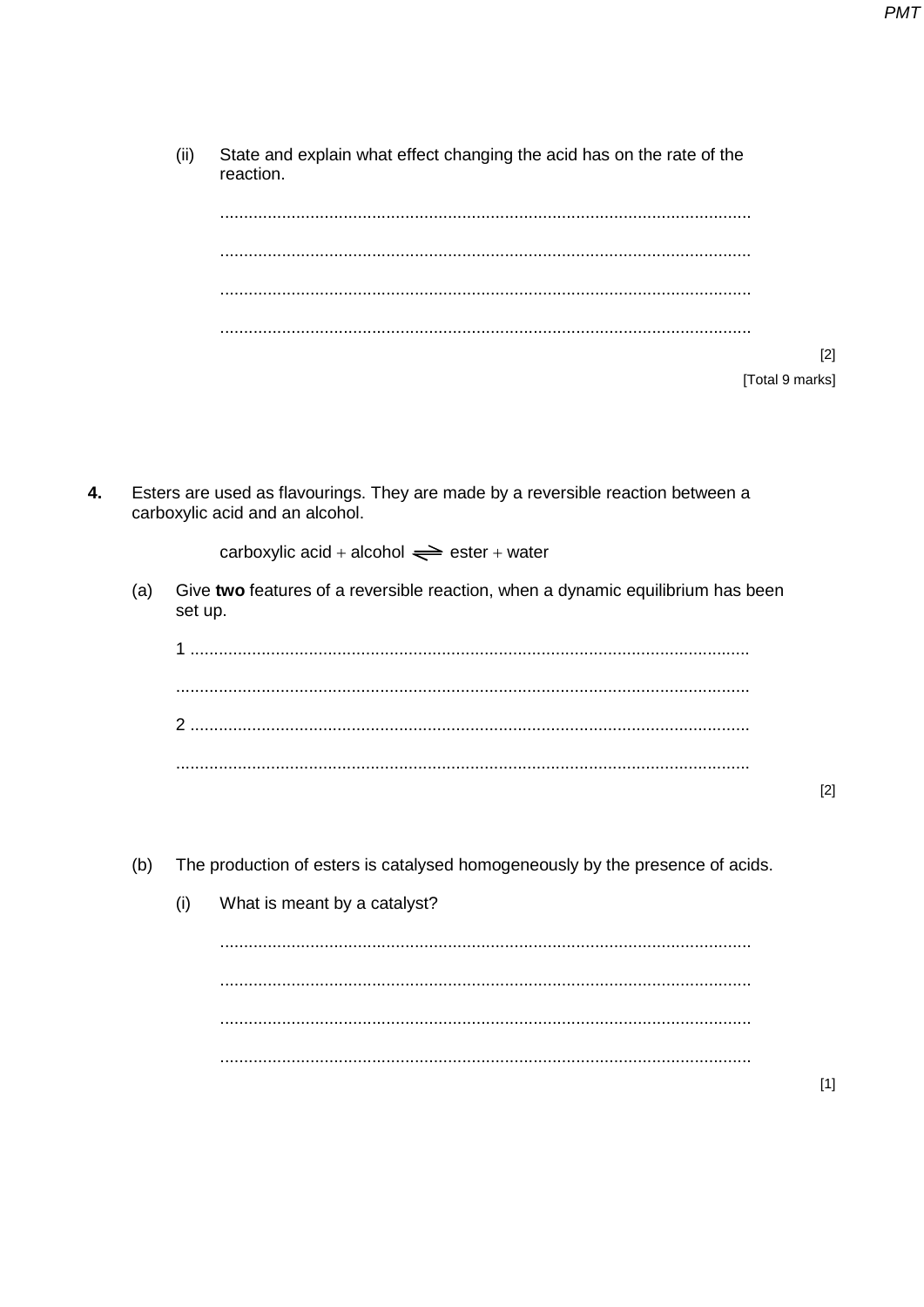(ii) State and explain what effect changing the acid has on the rate of the reaction.

...............................................................................................................

...............................................................................................................

...............................................................................................................

...............................................................................................................

[2]

[Total 9 marks]

**4.** Esters are used as flavourings. They are made by a reversible reaction between a carboxylic acid and an alcohol.

$$\text{carboxylic acid} + \text{alcohol} \rightleftharpoons \text{ester} + \text{water}$$

(a) Give **two** features of a reversible reaction, when a dynamic equilibrium has been set up.

1 ...............................................................................................................

...............................................................................................................

2 ...............................................................................................................

...............................................................................................................

[2]

(b) The production of esters is catalysed homogeneously by the presence of acids.

(i) What is meant by a catalyst?

...............................................................................................................

...............................................................................................................

...............................................................................................................

...............................................................................................................

[1]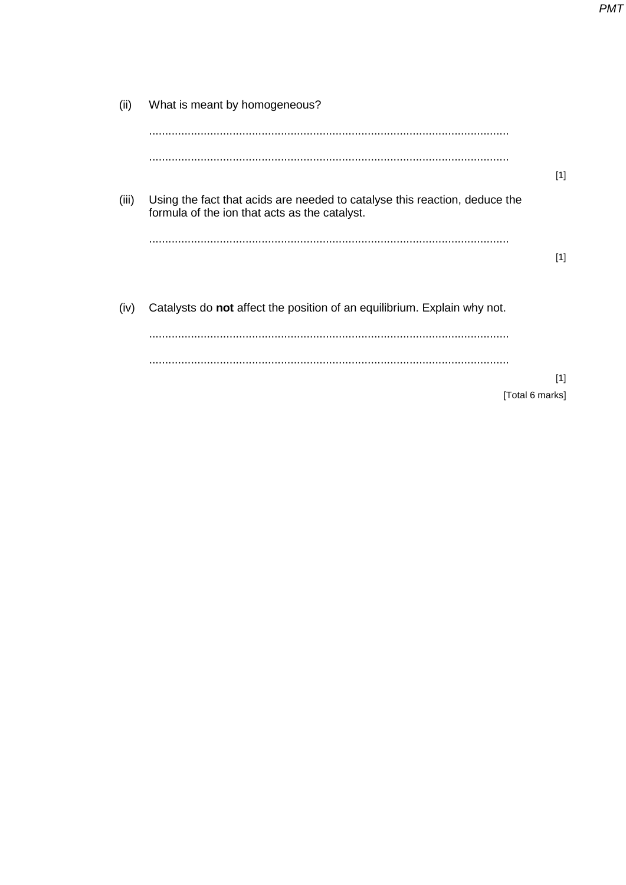(ii) What is meant by homogeneous?

...............................................................................................................

...............................................................................................................

[1]

(iii) Using the fact that acids are needed to catalyse this reaction, deduce the formula of the ion that acts as the catalyst.

...............................................................................................................

[1]

(iv) Catalysts do **not** affect the position of an equilibrium. Explain why not.

...............................................................................................................

...............................................................................................................

[1]

[Total 6 marks]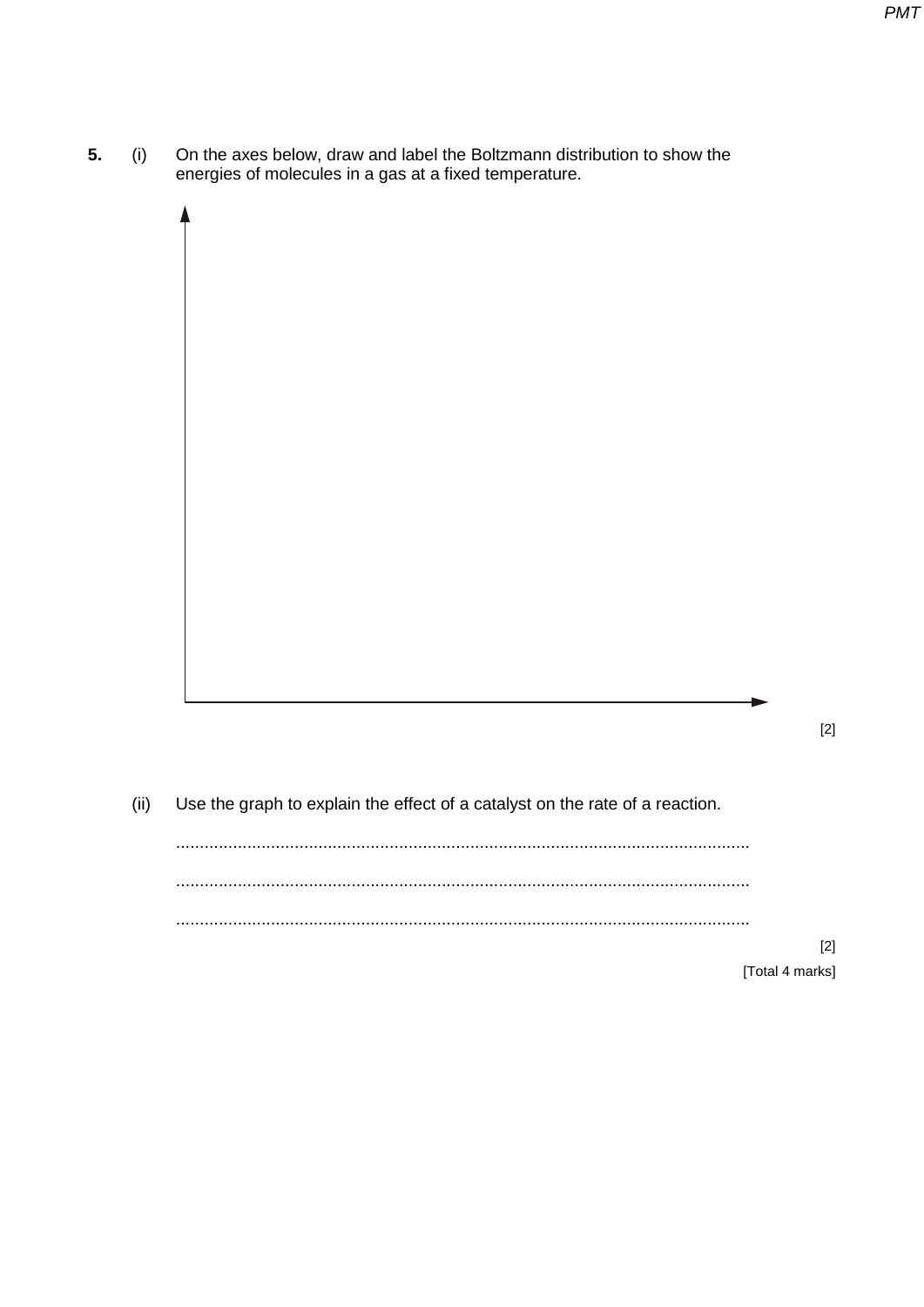**5.** (i) On the axes below, draw and label the Boltzmann distribution to show the energies of molecules in a gas at a fixed temperature.

[2]

(ii) Use the graph to explain the effect of a catalyst on the rate of a reaction.

........................................................................................................................

........................................................................................................................

........................................................................................................................

[2]

[Total 4 marks]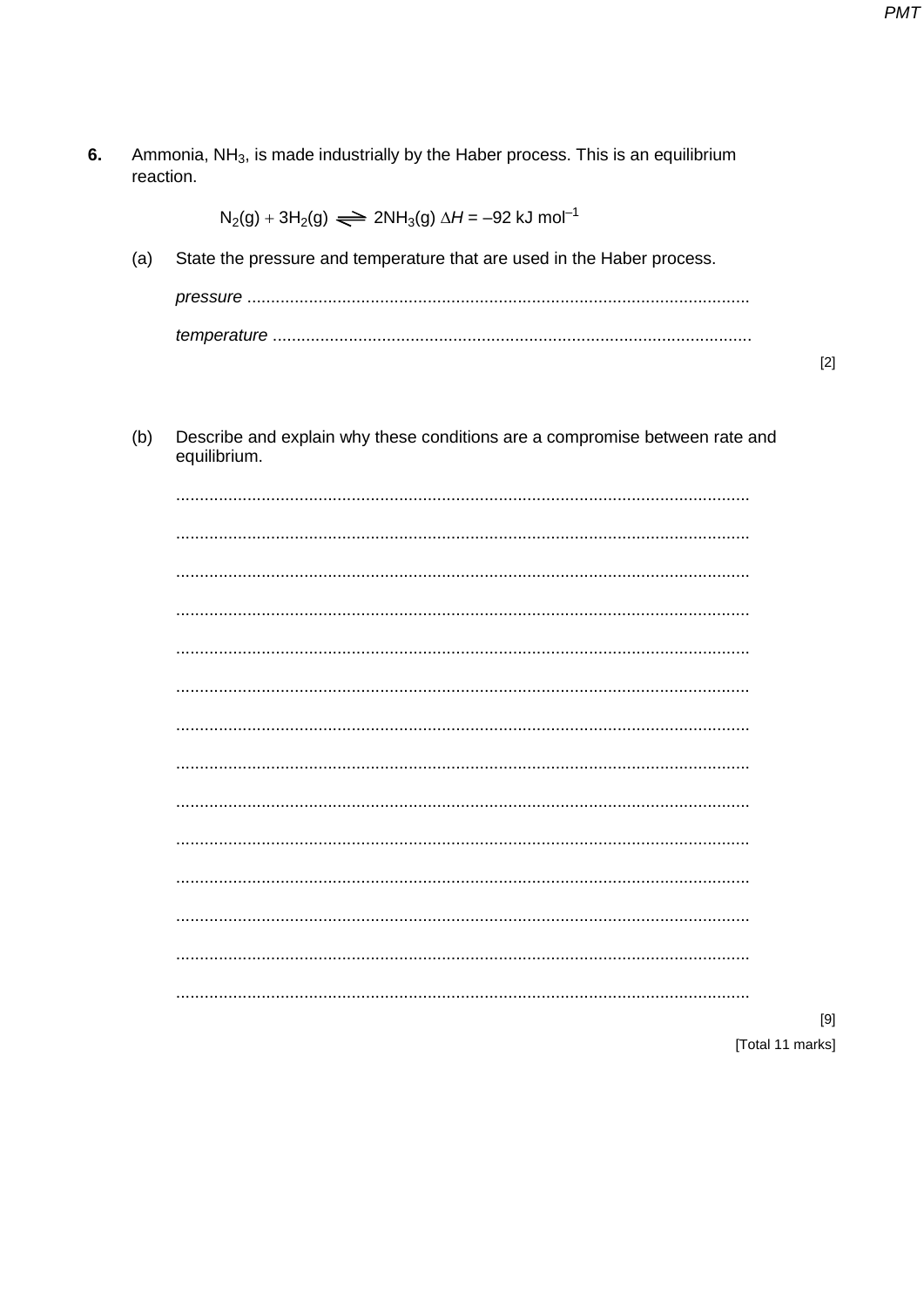**6.** Ammonia, $NH_3$, is made industrially by the Haber process. This is an equilibrium reaction.

$$N_2(g) + 3H_2(g) \rightleftharpoons 2NH_3(g) \quad \Delta H = -92 \text{ kJ mol}^{-1}$$

(a) State the pressure and temperature that are used in the Haber process.

*pressure* ..........................................................................................................

*temperature* ....................................................................................................

[2]

(b) Describe and explain why these conditions are a compromise between rate and equilibrium.

..........................................................................................................................

..........................................................................................................................

..........................................................................................................................

..........................................................................................................................

..........................................................................................................................

..........................................................................................................................

..........................................................................................................................

..........................................................................................................................

..........................................................................................................................

..........................................................................................................................

..........................................................................................................................

..........................................................................................................................

..........................................................................................................................

..........................................................................................................................

[9]

[Total 11 marks]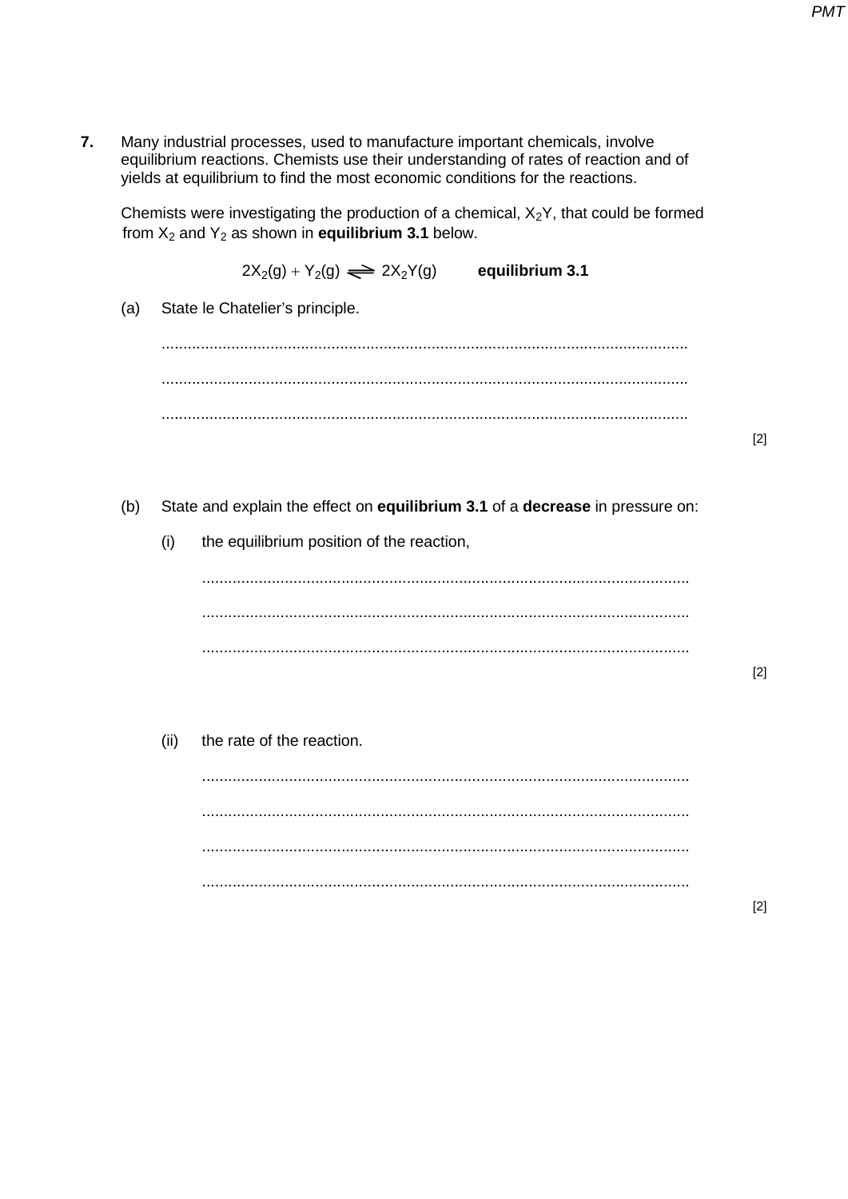**7.** Many industrial processes, used to manufacture important chemicals, involve equilibrium reactions. Chemists use their understanding of rates of reaction and of yields at equilibrium to find the most economic conditions for the reactions.

Chemists were investigating the production of a chemical, $X_2Y$, that could be formed from $X_2$ and $Y_2$ as shown in **equilibrium 3.1** below.

$$2X_2(g) + Y_2(g) \rightleftharpoons 2X_2Y(g) \qquad \textbf{equilibrium 3.1}$$

(a) State le Chatelier's principle.

..........................................................................................................................

..........................................................................................................................

.......................................................................................................................... [2]

(b) State and explain the effect on **equilibrium 3.1** of a **decrease** in pressure on:

(i) the equilibrium position of the reaction,

..........................................................................................................................

..........................................................................................................................

.......................................................................................................................... [2]

(ii) the rate of the reaction.

..........................................................................................................................

..........................................................................................................................

..........................................................................................................................

.......................................................................................................................... [2]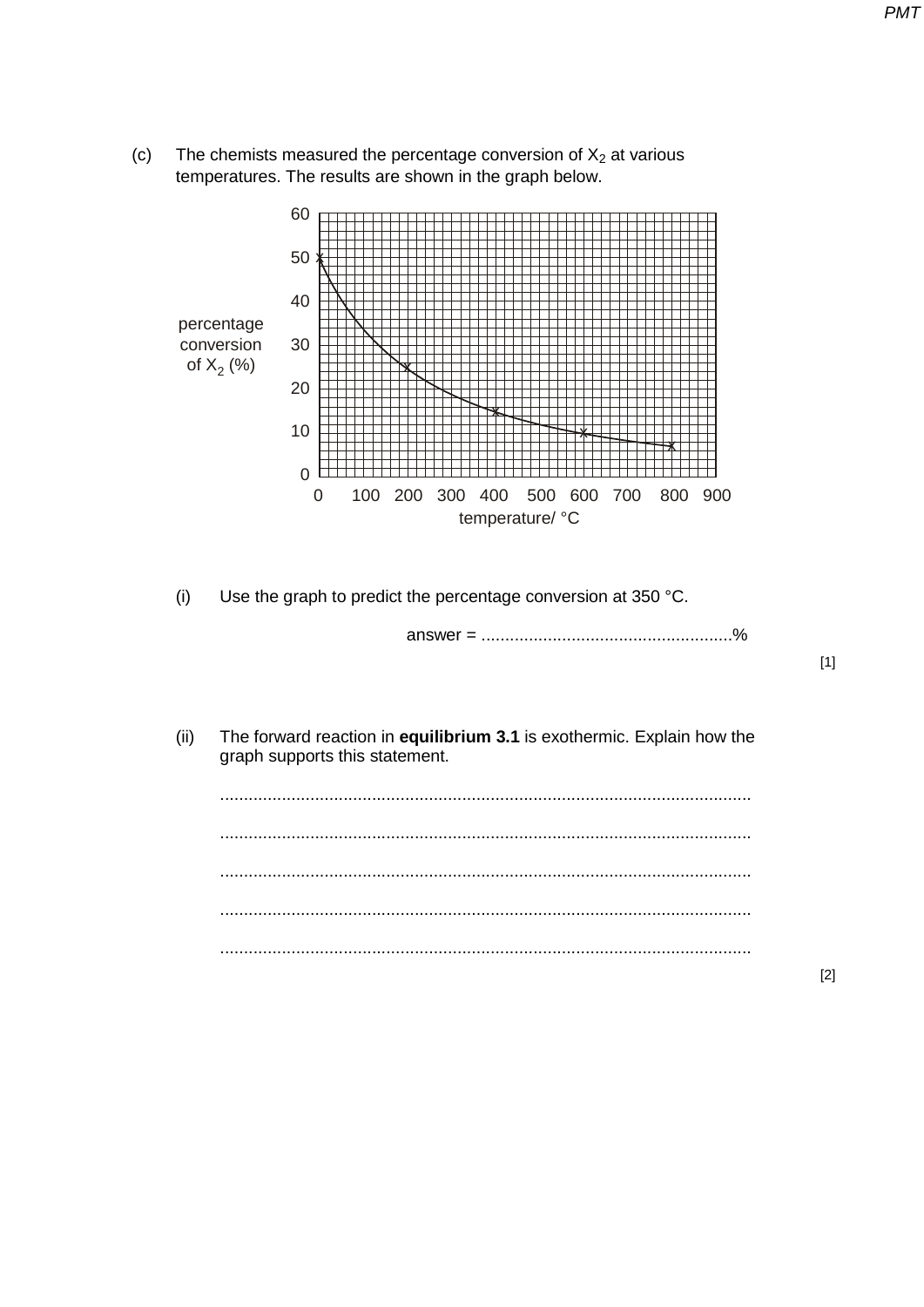(c) The chemists measured the percentage conversion of $X_2$ at various temperatures. The results are shown in the graph below.

percentage conversion of $X_2$ (%)

60
50
40
30
20
10
0

0 100 200 300 400 500 600 700 800 900

temperature/ °C

(i) Use the graph to predict the percentage conversion at 350 °C.

answer = ......................................................%

[1]

(ii) The forward reaction in **equilibrium 3.1** is exothermic. Explain how the graph supports this statement.

..............................................................................................................

..............................................................................................................

..............................................................................................................

..............................................................................................................

..............................................................................................................

[2]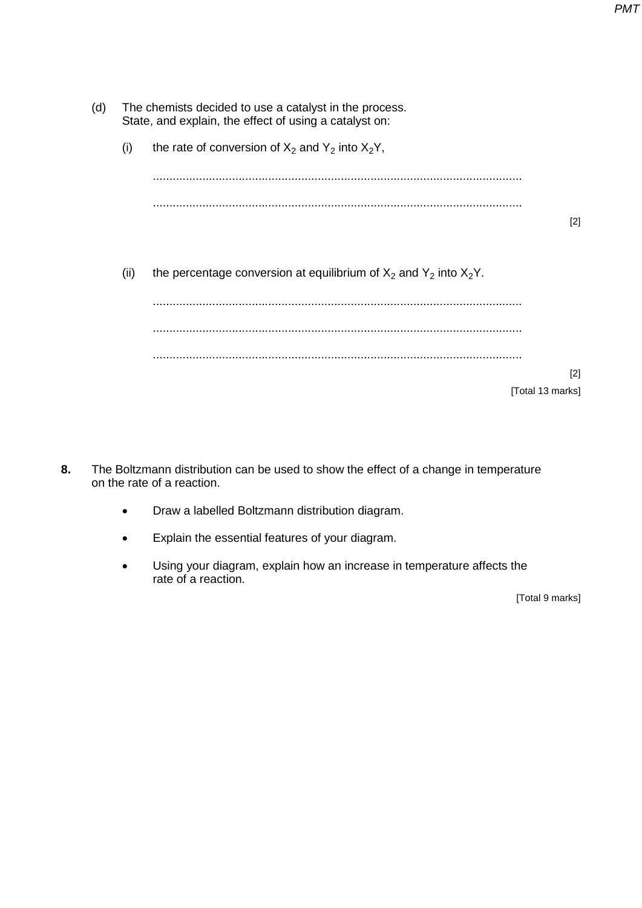(d) The chemists decided to use a catalyst in the process.
State, and explain, the effect of using a catalyst on:

(i) the rate of conversion of $X_2$ and $Y_2$ into $X_2Y$,

...............................................................................................................

...............................................................................................................

[2]

(ii) the percentage conversion at equilibrium of $X_2$ and $Y_2$ into $X_2Y$.

...............................................................................................................

...............................................................................................................

...............................................................................................................

[2]

[Total 13 marks]

**8.** The Boltzmann distribution can be used to show the effect of a change in temperature on the rate of a reaction.

- Draw a labelled Boltzmann distribution diagram.
- Explain the essential features of your diagram.
- Using your diagram, explain how an increase in temperature affects the rate of a reaction.

[Total 9 marks]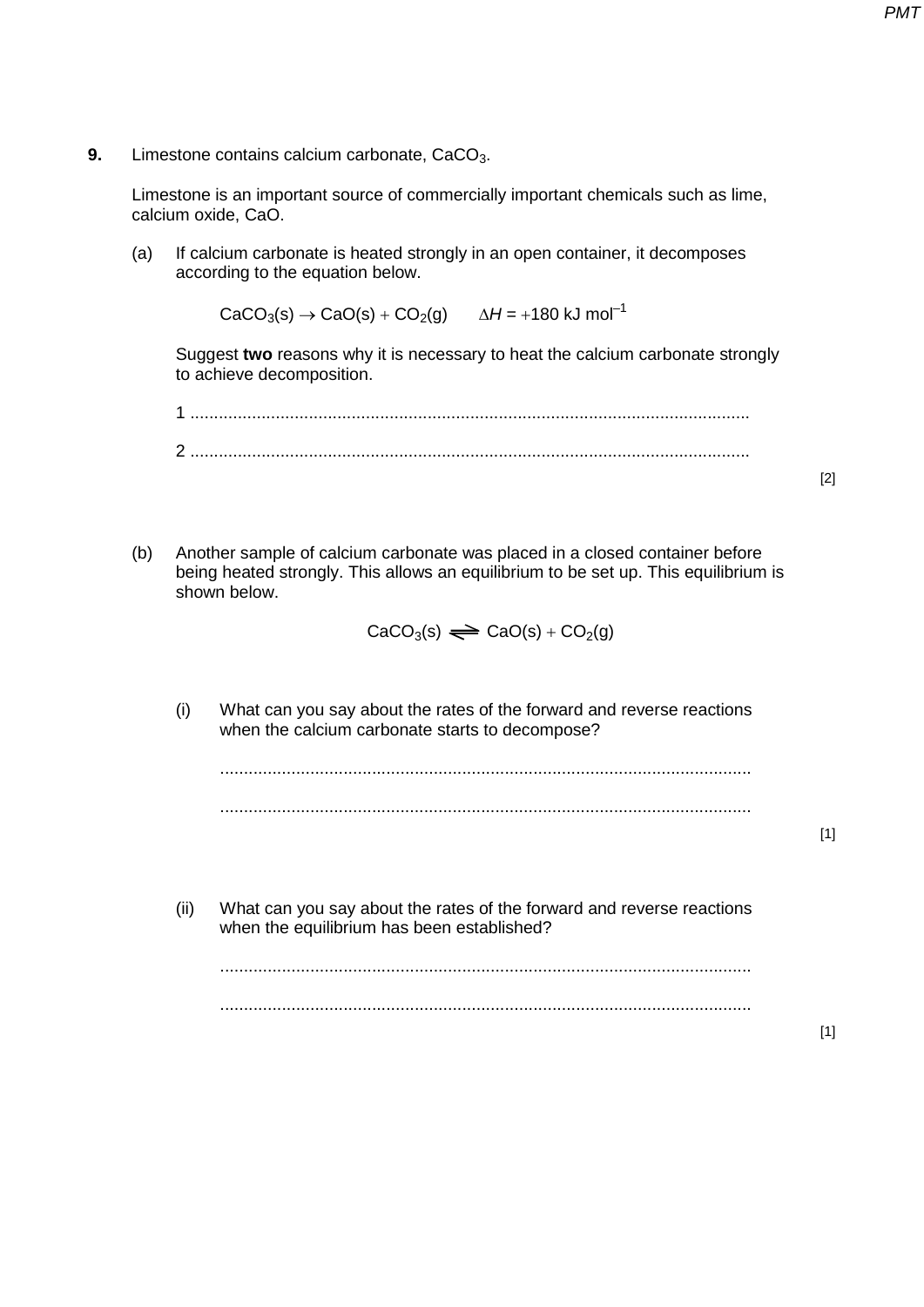**9.** Limestone contains calcium carbonate, $CaCO_3$.

Limestone is an important source of commercially important chemicals such as lime, calcium oxide, CaO.

(a) If calcium carbonate is heated strongly in an open container, it decomposes according to the equation below.

$$CaCO_3(s) \rightarrow CaO(s) + CO_2(g) \qquad \Delta H = +180 \text{ kJ mol}^{-1}$$

Suggest **two** reasons why it is necessary to heat the calcium carbonate strongly to achieve decomposition.

1 ....................................................................................................................

2 ....................................................................................................................

[2]

(b) Another sample of calcium carbonate was placed in a closed container before being heated strongly. This allows an equilibrium to be set up. This equilibrium is shown below.

$$CaCO_3(s) \rightleftharpoons CaO(s) + CO_2(g)$$

(i) What can you say about the rates of the forward and reverse reactions when the calcium carbonate starts to decompose?

..............................................................................................................

..............................................................................................................

[1]

(ii) What can you say about the rates of the forward and reverse reactions when the equilibrium has been established?

..............................................................................................................

..............................................................................................................

[1]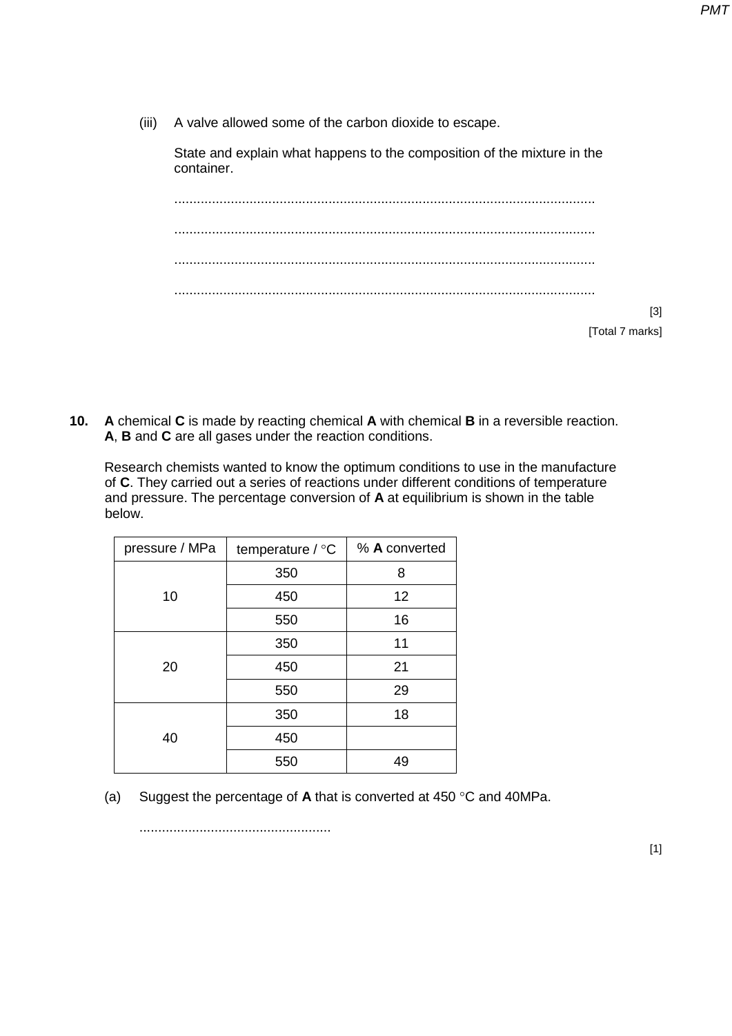(iii) A valve allowed some of the carbon dioxide to escape.

State and explain what happens to the composition of the mixture in the container.

...............................................................................................................

...............................................................................................................

...............................................................................................................

...............................................................................................................

[3]

[Total 7 marks]

**10.** **A** chemical **C** is made by reacting chemical **A** with chemical **B** in a reversible reaction. **A**, **B** and **C** are all gases under the reaction conditions.

Research chemists wanted to know the optimum conditions to use in the manufacture of **C**. They carried out a series of reactions under different conditions of temperature and pressure. The percentage conversion of **A** at equilibrium is shown in the table below.

| pressure / MPa | temperature / °C | % **A** converted |
|---|---|---|
| 10 | 350 | 8 |
| | 450 | 12 |
| | 550 | 16 |
| 20 | 350 | 11 |
| | 450 | 21 |
| | 550 | 29 |
| 40 | 350 | 18 |
| | 450 | |
| | 550 | 49 |

(a) Suggest the percentage of **A** that is converted at 450 °C and 40MPa.

...................................................

[1]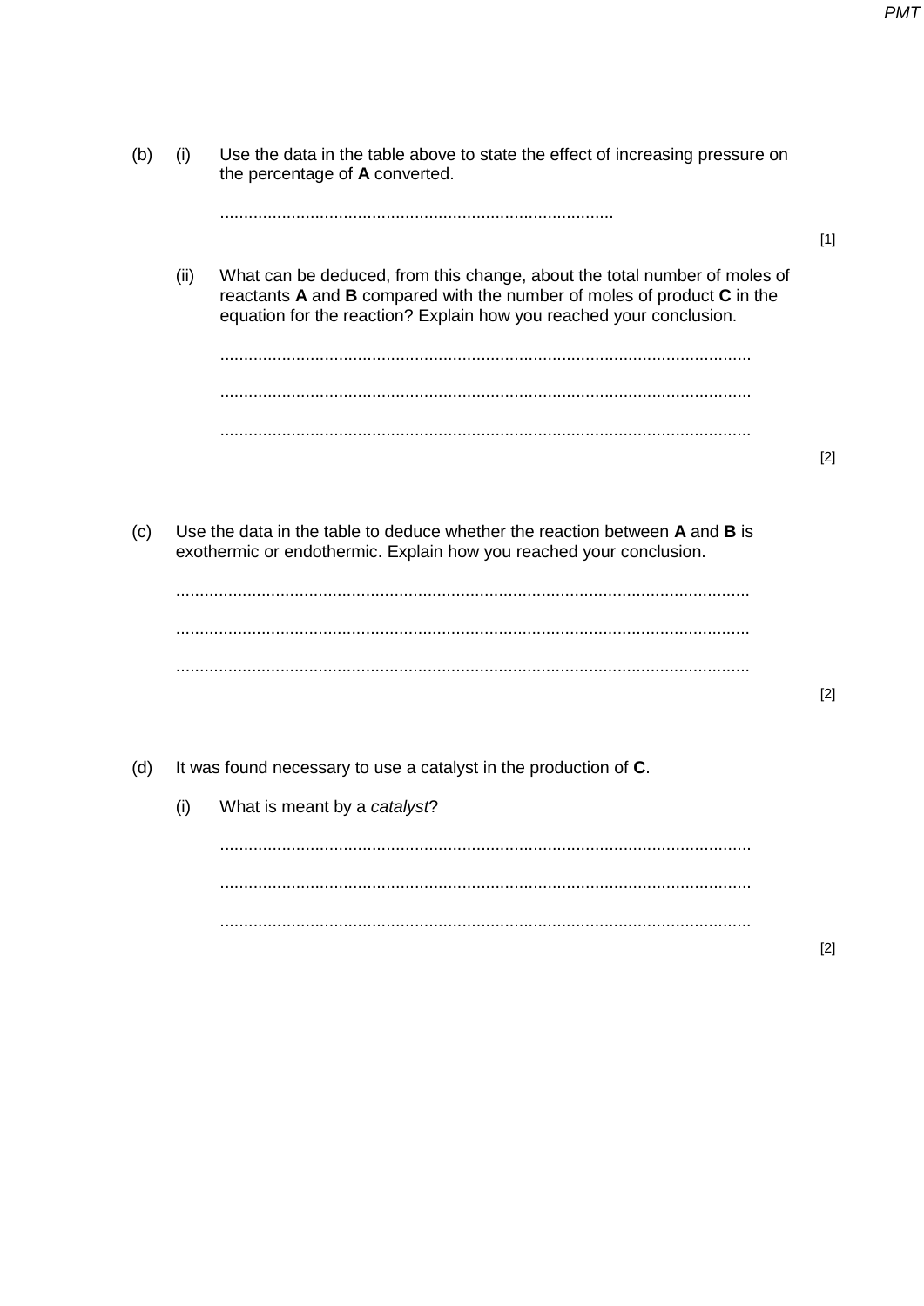(b) (i) Use the data in the table above to state the effect of increasing pressure on the percentage of **A** converted.

..................................................................................

[1]

(ii) What can be deduced, from this change, about the total number of moles of reactants **A** and **B** compared with the number of moles of product **C** in the equation for the reaction? Explain how you reached your conclusion.

...............................................................................................................

...............................................................................................................

...............................................................................................................

[2]

(c) Use the data in the table to deduce whether the reaction between **A** and **B** is exothermic or endothermic. Explain how you reached your conclusion.

...............................................................................................................

...............................................................................................................

...............................................................................................................

[2]

(d) It was found necessary to use a catalyst in the production of **C**.

(i) What is meant by a *catalyst*?

...............................................................................................................

...............................................................................................................

...............................................................................................................

[2]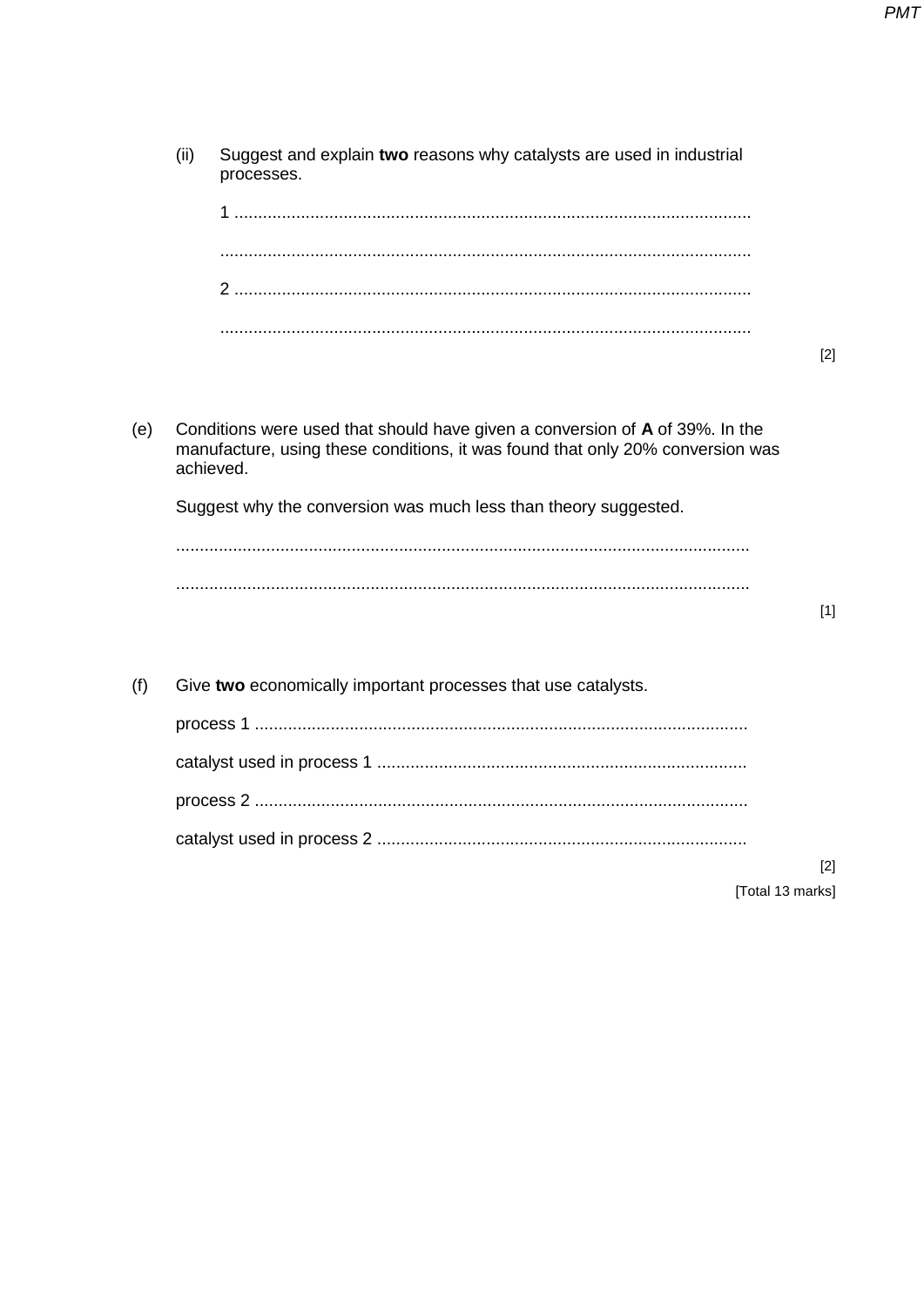(ii) Suggest and explain **two** reasons why catalysts are used in industrial processes.

1 ...........................................................................................................

...........................................................................................................

2 ...........................................................................................................

...........................................................................................................

[2]

(e) Conditions were used that should have given a conversion of **A** of 39%. In the manufacture, using these conditions, it was found that only 20% conversion was achieved.

Suggest why the conversion was much less than theory suggested.

...........................................................................................................

...........................................................................................................

[1]

(f) Give **two** economically important processes that use catalysts.

process 1 .......................................................................................................

catalyst used in process 1 .............................................................................

process 2 .......................................................................................................

catalyst used in process 2 .............................................................................

[2]

[Total 13 marks]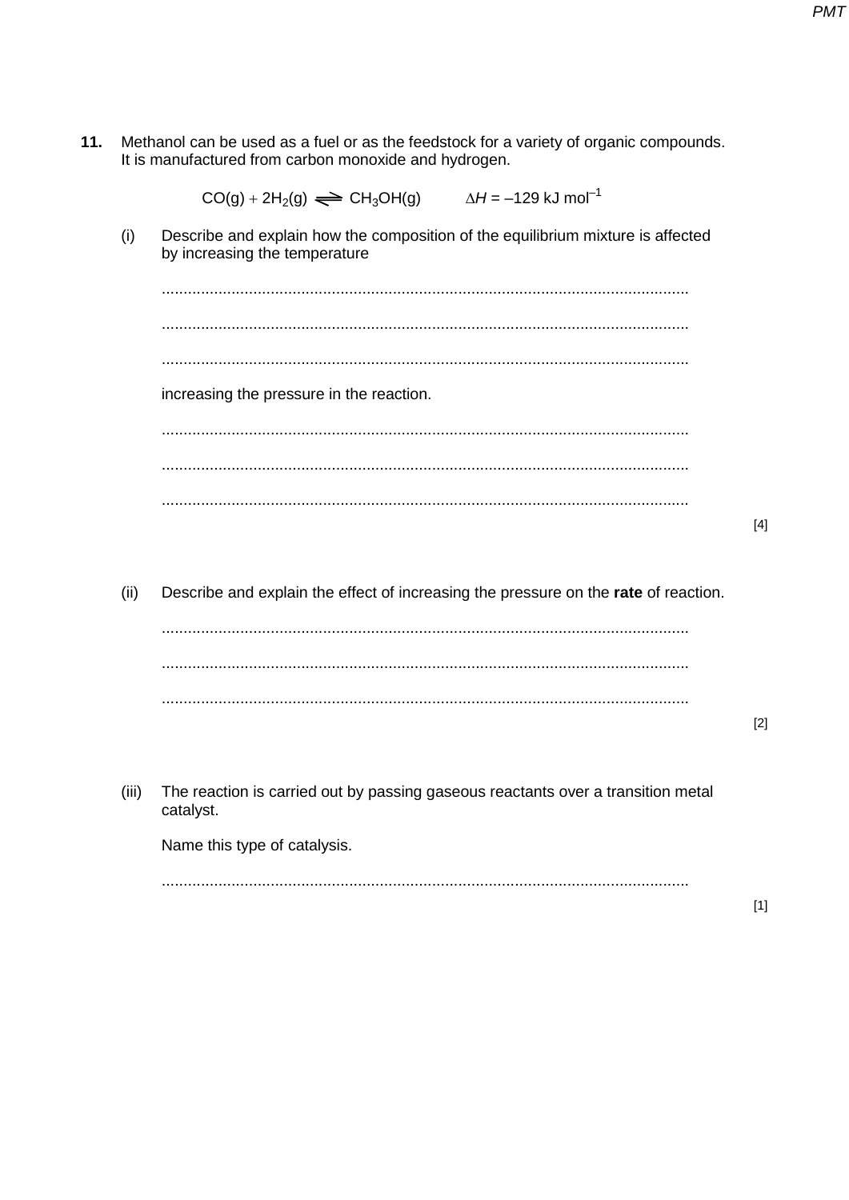**11.** Methanol can be used as a fuel or as the feedstock for a variety of organic compounds. It is manufactured from carbon monoxide and hydrogen.

$$CO(g) + 2H_2(g) \rightleftharpoons CH_3OH(g) \qquad \Delta H = -129 \text{ kJ mol}^{-1}$$

(i) Describe and explain how the composition of the equilibrium mixture is affected by increasing the temperature

..........................................................................................................................

..........................................................................................................................

..........................................................................................................................

increasing the pressure in the reaction.

..........................................................................................................................

..........................................................................................................................

..........................................................................................................................

[4]

(ii) Describe and explain the effect of increasing the pressure on the **rate** of reaction.

..........................................................................................................................

..........................................................................................................................

..........................................................................................................................

[2]

(iii) The reaction is carried out by passing gaseous reactants over a transition metal catalyst.

Name this type of catalysis.

..........................................................................................................................

[1]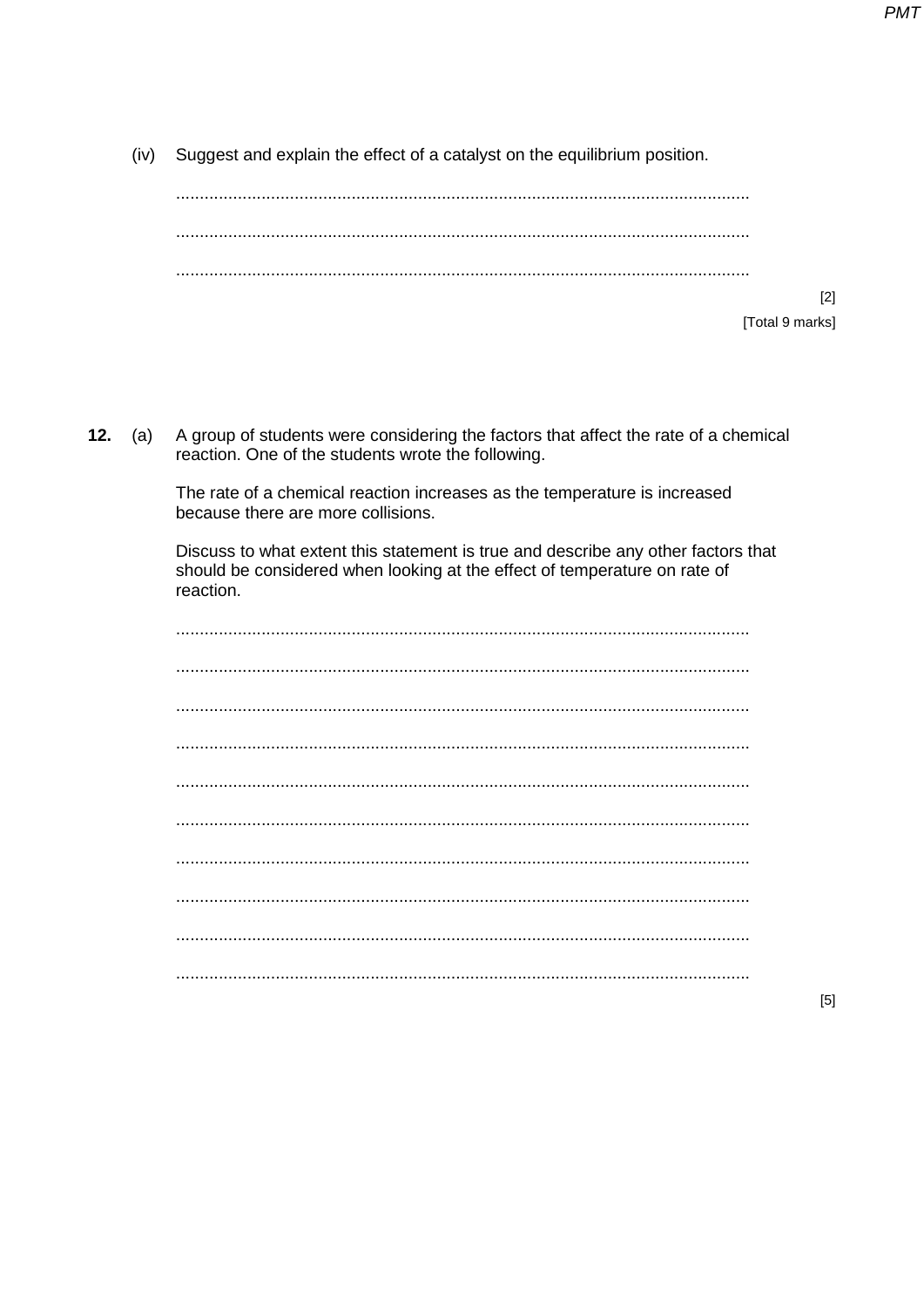(iv) Suggest and explain the effect of a catalyst on the equilibrium position.

.......................................................................................................................

.......................................................................................................................

.......................................................................................................................

[2]

[Total 9 marks]

**12.** (a) A group of students were considering the factors that affect the rate of a chemical reaction. One of the students wrote the following.

The rate of a chemical reaction increases as the temperature is increased because there are more collisions.

Discuss to what extent this statement is true and describe any other factors that should be considered when looking at the effect of temperature on rate of reaction.

.......................................................................................................................

.......................................................................................................................

.......................................................................................................................

.......................................................................................................................

.......................................................................................................................

.......................................................................................................................

.......................................................................................................................

.......................................................................................................................

.......................................................................................................................

.......................................................................................................................

[5]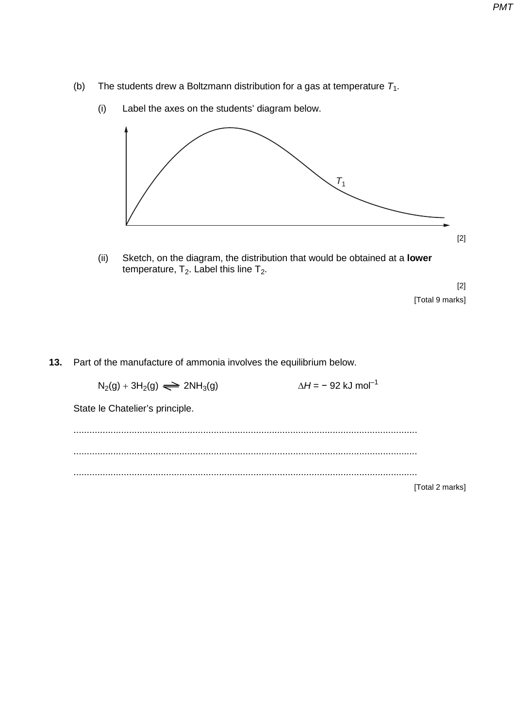(b) The students drew a Boltzmann distribution for a gas at temperature $T_1$.

(i) Label the axes on the students' diagram below.

$T_1$

[2]

(ii) Sketch, on the diagram, the distribution that would be obtained at a **lower** temperature, $T_2$. Label this line $T_2$.

[2]

[Total 9 marks]

**13.** Part of the manufacture of ammonia involves the equilibrium below.

$$N_2(g) + 3H_2(g) \rightleftharpoons 2NH_3(g) \qquad \Delta H = -92 \text{ kJ mol}^{-1}$$

State le Chatelier's principle.

.................................................................................................................................

.................................................................................................................................

.................................................................................................................................

[Total 2 marks]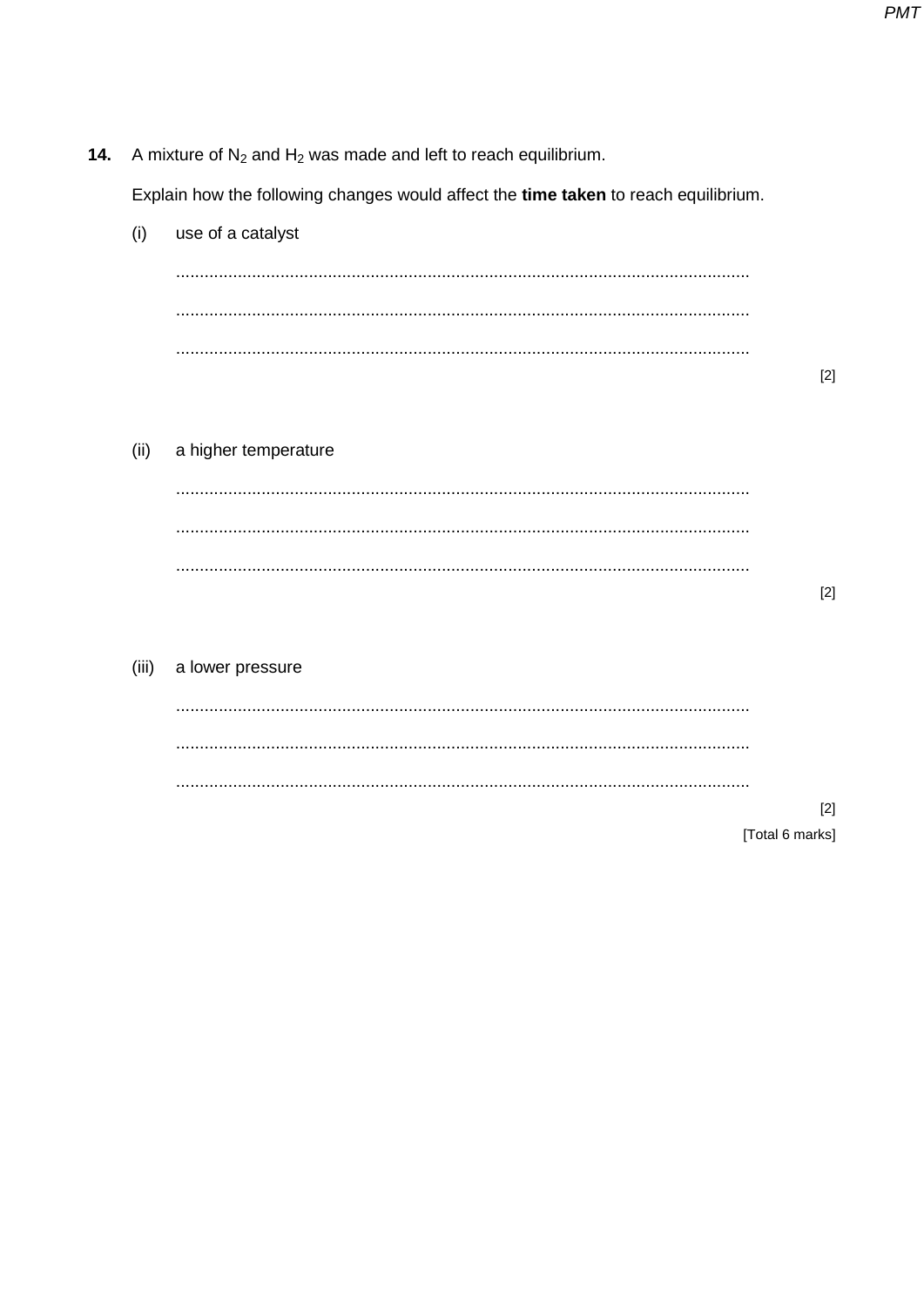**14.** A mixture of $N_2$ and $H_2$ was made and left to reach equilibrium.

Explain how the following changes would affect the **time taken** to reach equilibrium.

(i) use of a catalyst

........................................................................................................................

........................................................................................................................

........................................................................................................................

[2]

(ii) a higher temperature

........................................................................................................................

........................................................................................................................

........................................................................................................................

[2]

(iii) a lower pressure

........................................................................................................................

........................................................................................................................

........................................................................................................................

[2]

[Total 6 marks]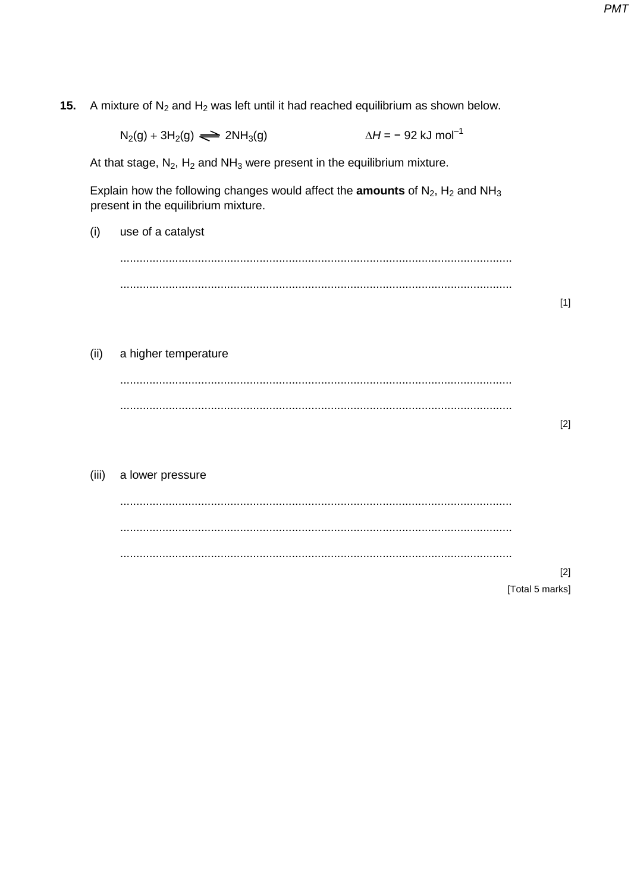**15.** A mixture of $N_2$ and $H_2$ was left until it had reached equilibrium as shown below.

$$N_2(g) + 3H_2(g) \rightleftharpoons 2NH_3(g) \qquad \Delta H = -92 \text{ kJ mol}^{-1}$$

At that stage, $N_2$, $H_2$ and $NH_3$ were present in the equilibrium mixture.

Explain how the following changes would affect the **amounts** of $N_2$, $H_2$ and $NH_3$ present in the equilibrium mixture.

(i) use of a catalyst

........................................................................................................................

........................................................................................................................

[1]

(ii) a higher temperature

........................................................................................................................

........................................................................................................................

[2]

(iii) a lower pressure

........................................................................................................................

........................................................................................................................

........................................................................................................................

[2]

[Total 5 marks]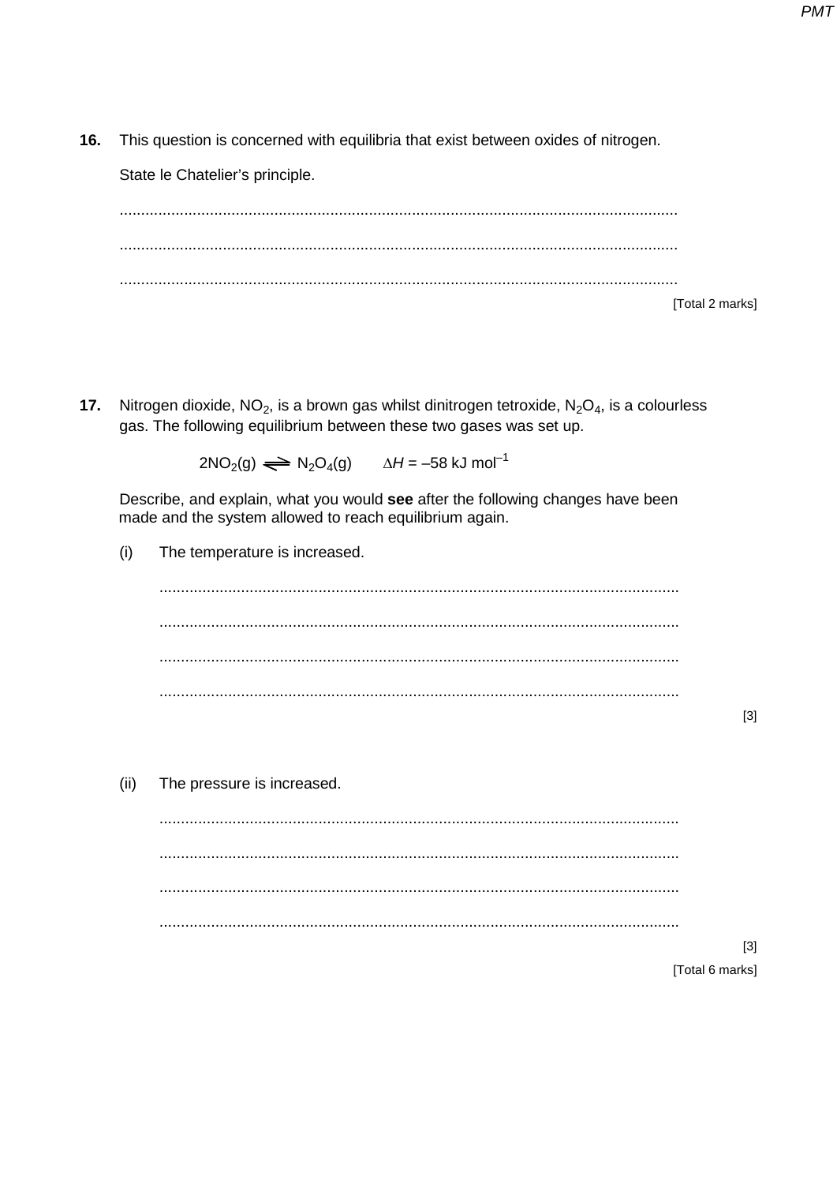**16.** This question is concerned with equilibria that exist between oxides of nitrogen.

State le Chatelier's principle.

.................................................................................................................................

.................................................................................................................................

.................................................................................................................................

[Total 2 marks]

**17.** Nitrogen dioxide, $NO_2$, is a brown gas whilst dinitrogen tetroxide, $N_2O_4$, is a colourless gas. The following equilibrium between these two gases was set up.

$$2NO_2(g) \rightleftharpoons N_2O_4(g) \qquad \Delta H = -58 \text{ kJ mol}^{-1}$$

Describe, and explain, what you would **see** after the following changes have been made and the system allowed to reach equilibrium again.

(i) The temperature is increased.

.................................................................................................................................

.................................................................................................................................

.................................................................................................................................

.................................................................................................................................

[3]

(ii) The pressure is increased.

.................................................................................................................................

.................................................................................................................................

.................................................................................................................................

.................................................................................................................................

[3]

[Total 6 marks]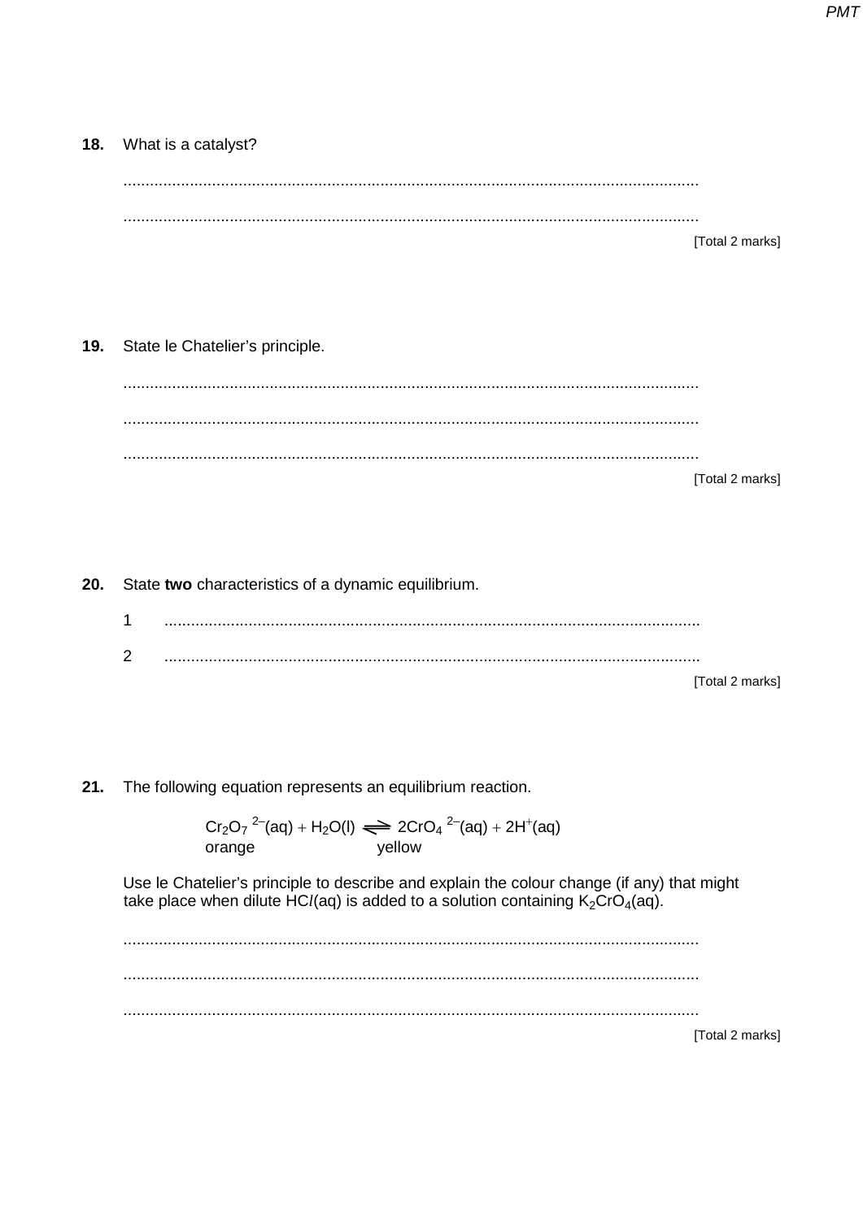**18.** What is a catalyst?

..................................................................................................................................

..................................................................................................................................

[Total 2 marks]

**19.** State le Chatelier's principle.

..................................................................................................................................

..................................................................................................................................

..................................................................................................................................

[Total 2 marks]

**20.** State **two** characteristics of a dynamic equilibrium.

1 ........................................................................................................................

2 ........................................................................................................................

[Total 2 marks]

**21.** The following equation represents an equilibrium reaction.

$$\underset{\text{orange}}{Cr_2O_7^{\ 2-}(aq)} + H_2O(l) \rightleftharpoons \underset{\text{yellow}}{2CrO_4^{\ 2-}(aq)} + 2H^+(aq)$$

Use le Chatelier's principle to describe and explain the colour change (if any) that might take place when dilute $HCl(aq)$ is added to a solution containing $K_2CrO_4(aq)$.

..................................................................................................................................

..................................................................................................................................

..................................................................................................................................

[Total 2 marks]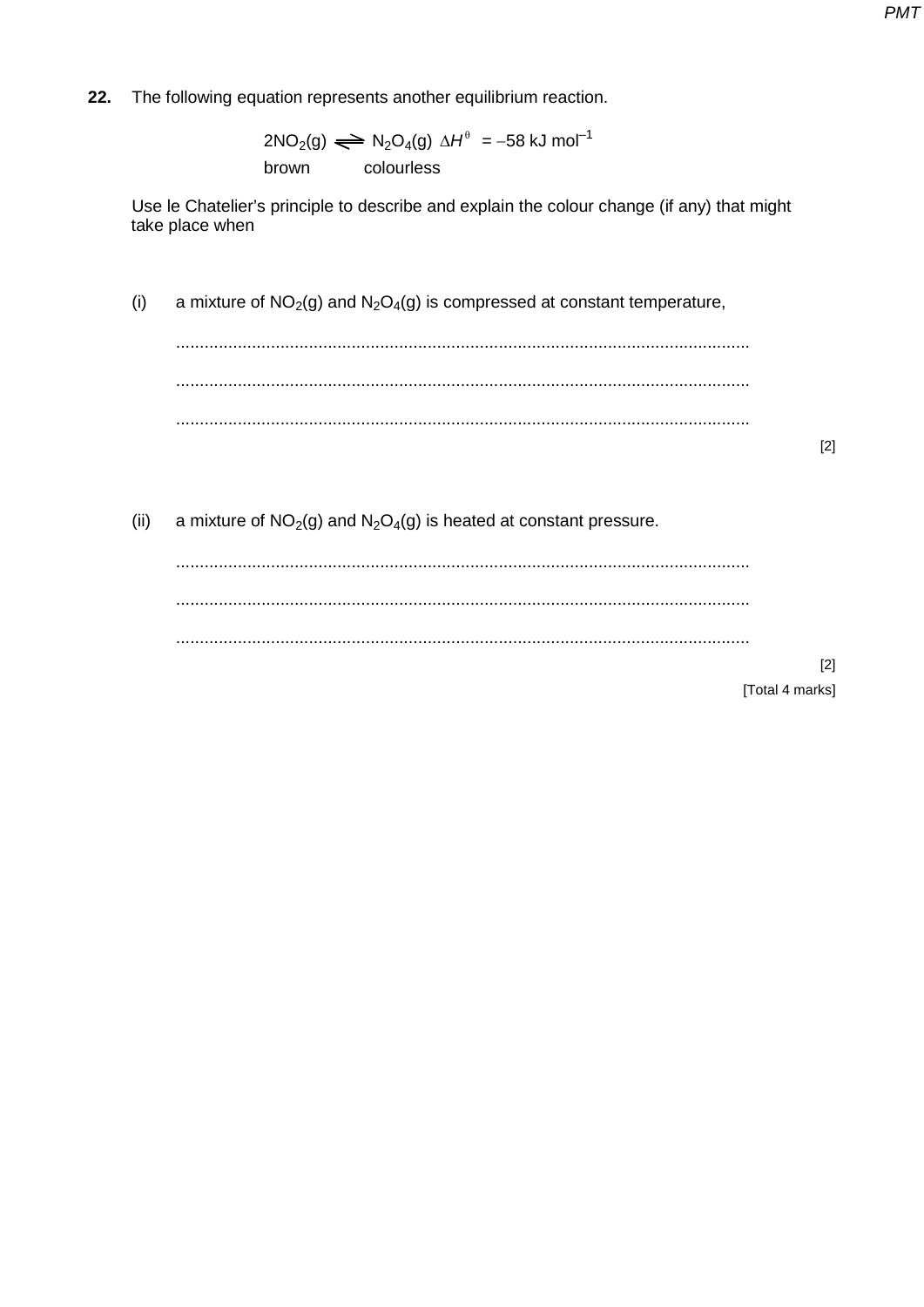**22.** The following equation represents another equilibrium reaction.

$$2NO_2(g) \rightleftharpoons N_2O_4(g) \quad \Delta H^{\theta} = -58 \text{ kJ mol}^{-1}$$

brown colourless

Use le Chatelier's principle to describe and explain the colour change (if any) that might take place when

(i) a mixture of $NO_2(g)$ and $N_2O_4(g)$ is compressed at constant temperature,

.......................................................................................................................

.......................................................................................................................

.......................................................................................................................

[2]

(ii) a mixture of $NO_2(g)$ and $N_2O_4(g)$ is heated at constant pressure.

.......................................................................................................................

.......................................................................................................................

.......................................................................................................................

[2]

[Total 4 marks]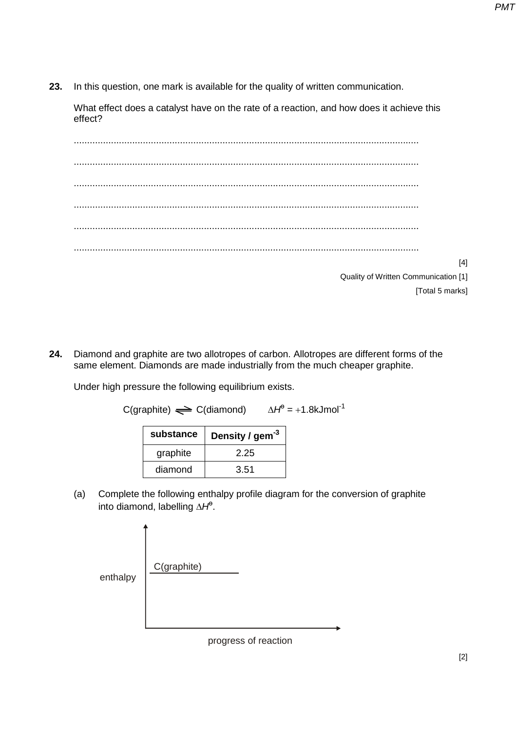**23.** In this question, one mark is available for the quality of written communication.

What effect does a catalyst have on the rate of a reaction, and how does it achieve this effect?

.................................................................................................................................

.................................................................................................................................

.................................................................................................................................

.................................................................................................................................

.................................................................................................................................

.................................................................................................................................

[4]

Quality of Written Communication [1]

[Total 5 marks]

**24.** Diamond and graphite are two allotropes of carbon. Allotropes are different forms of the same element. Diamonds are made industrially from the much cheaper graphite.

Under high pressure the following equilibrium exists.

$$C(\text{graphite}) \rightleftharpoons C(\text{diamond}) \qquad \Delta H^{\ominus} = +1.8\,\text{kJmol}^{-1}$$

| substance | Density / $\text{gcm}^{-3}$ |
|---|---|
| graphite | 2.25 |
| diamond | 3.51 |

(a) Complete the following enthalpy profile diagram for the conversion of graphite into diamond, labelling $\Delta H^{\ominus}$.

enthalpy

C(graphite)

progress of reaction

[2]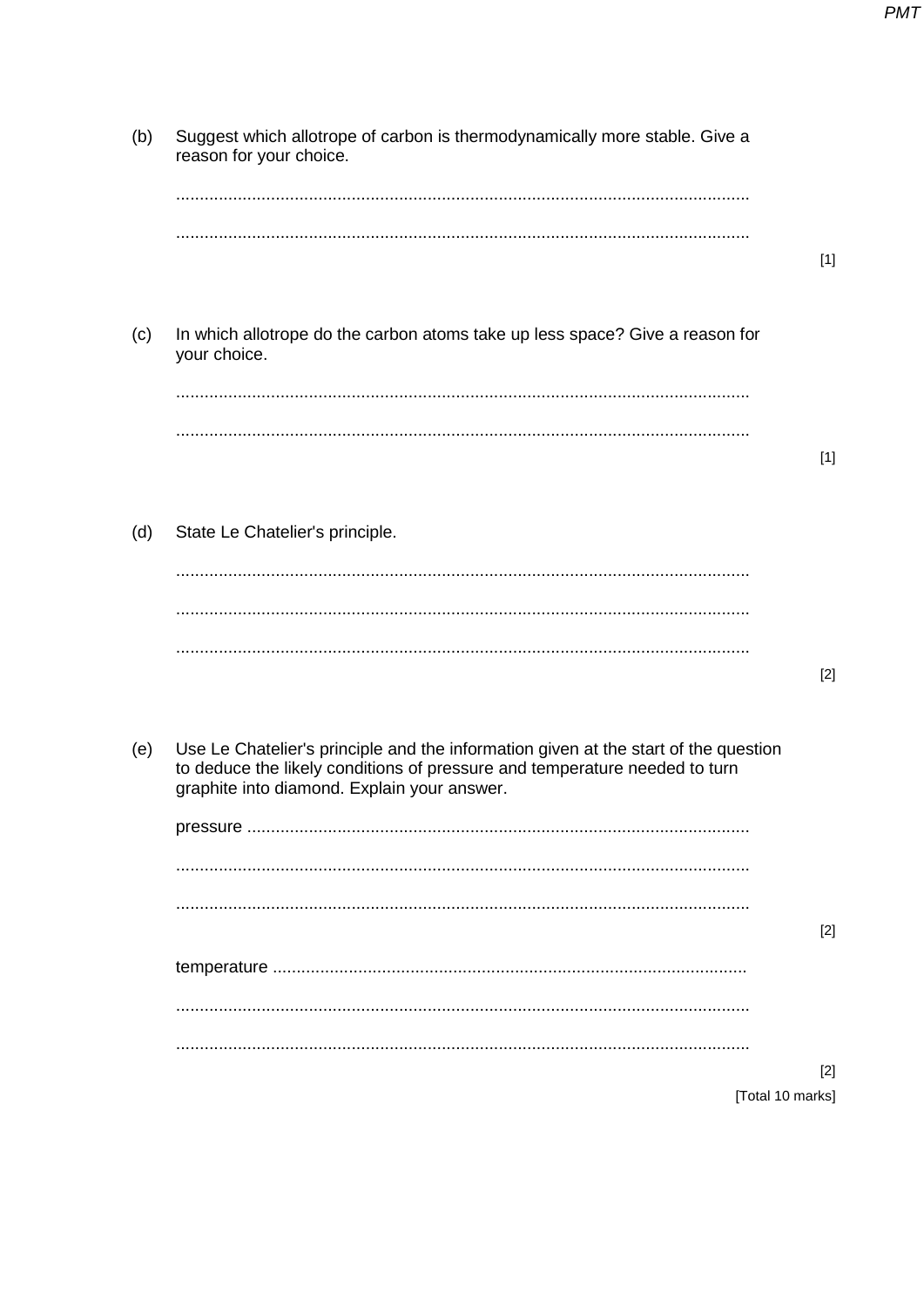(b) Suggest which allotrope of carbon is thermodynamically more stable. Give a reason for your choice.

........................................................................................................................

........................................................................................................................

[1]

(c) In which allotrope do the carbon atoms take up less space? Give a reason for your choice.

........................................................................................................................

........................................................................................................................

[1]

(d) State Le Chatelier's principle.

........................................................................................................................

........................................................................................................................

........................................................................................................................

[2]

(e) Use Le Chatelier's principle and the information given at the start of the question to deduce the likely conditions of pressure and temperature needed to turn graphite into diamond. Explain your answer.

pressure ........................................................................................................

........................................................................................................................

........................................................................................................................

[2]

temperature ..................................................................................................

........................................................................................................................

........................................................................................................................

[2]

[Total 10 marks]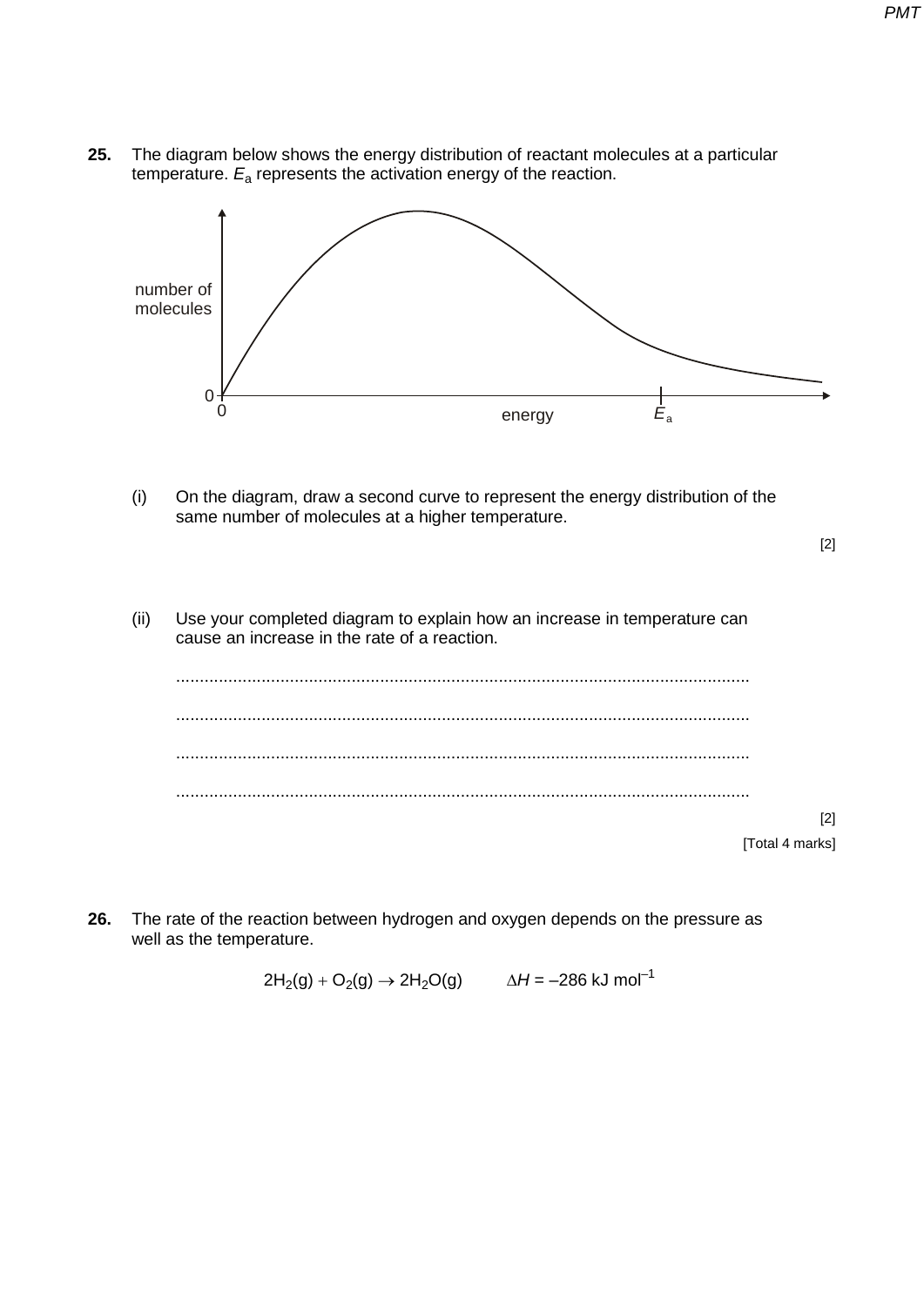**25.** The diagram below shows the energy distribution of reactant molecules at a particular temperature. $E_a$ represents the activation energy of the reaction.

number of molecules

0

0

energy

$E_a$

(i) On the diagram, draw a second curve to represent the energy distribution of the same number of molecules at a higher temperature.

[2]

(ii) Use your completed diagram to explain how an increase in temperature can cause an increase in the rate of a reaction.

.........................................................................................................................

.........................................................................................................................

.........................................................................................................................

.........................................................................................................................

[2]

[Total 4 marks]

**26.** The rate of the reaction between hydrogen and oxygen depends on the pressure as well as the temperature.

$$2H_2(g) + O_2(g) \rightarrow 2H_2O(g) \qquad \Delta H = -286 \text{ kJ mol}^{-1}$$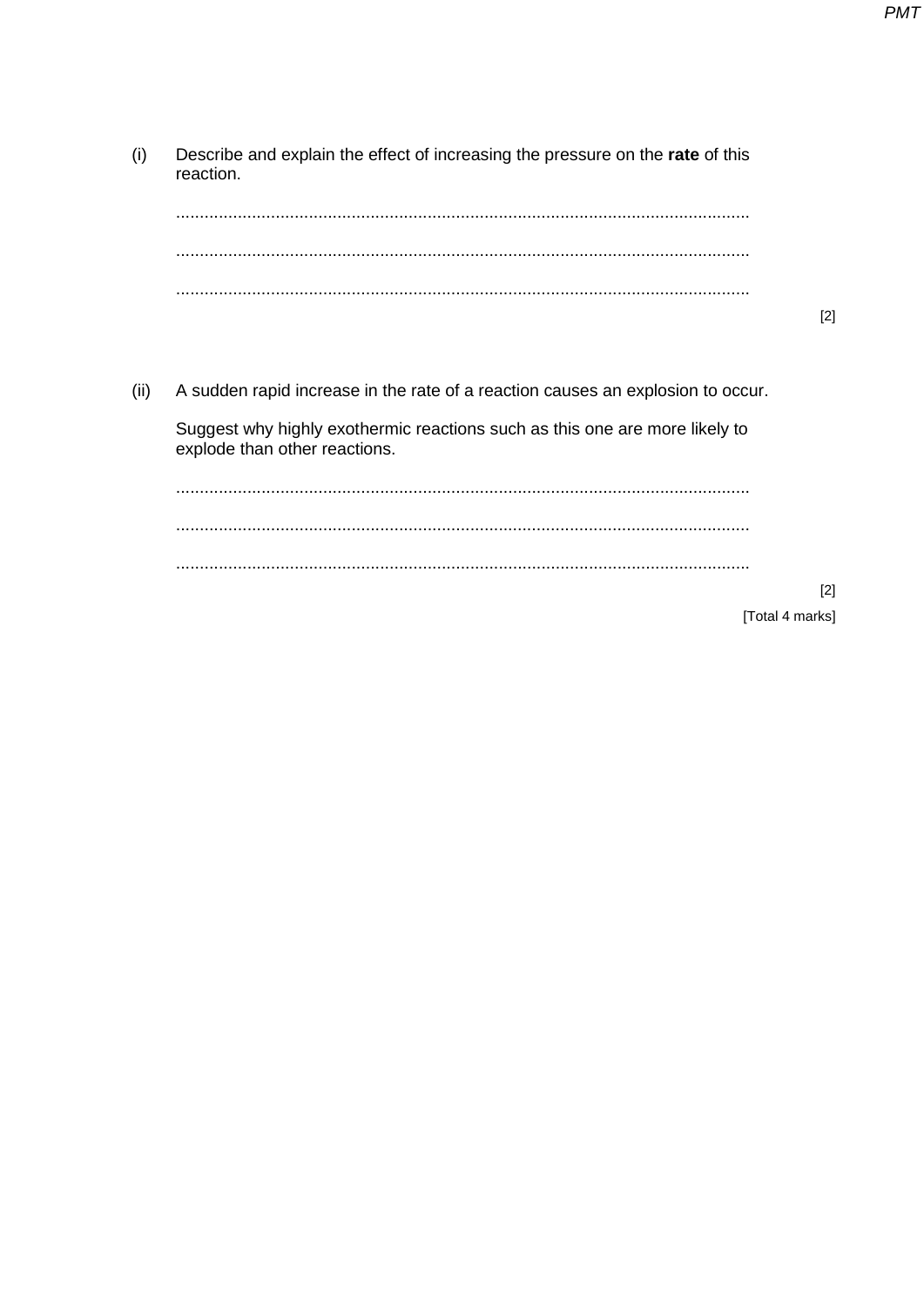(i) Describe and explain the effect of increasing the pressure on the **rate** of this reaction.

........................................................................................................................

........................................................................................................................

........................................................................................................................

[2]

(ii) A sudden rapid increase in the rate of a reaction causes an explosion to occur.

Suggest why highly exothermic reactions such as this one are more likely to explode than other reactions.

........................................................................................................................

........................................................................................................................

........................................................................................................................

[2]

[Total 4 marks]